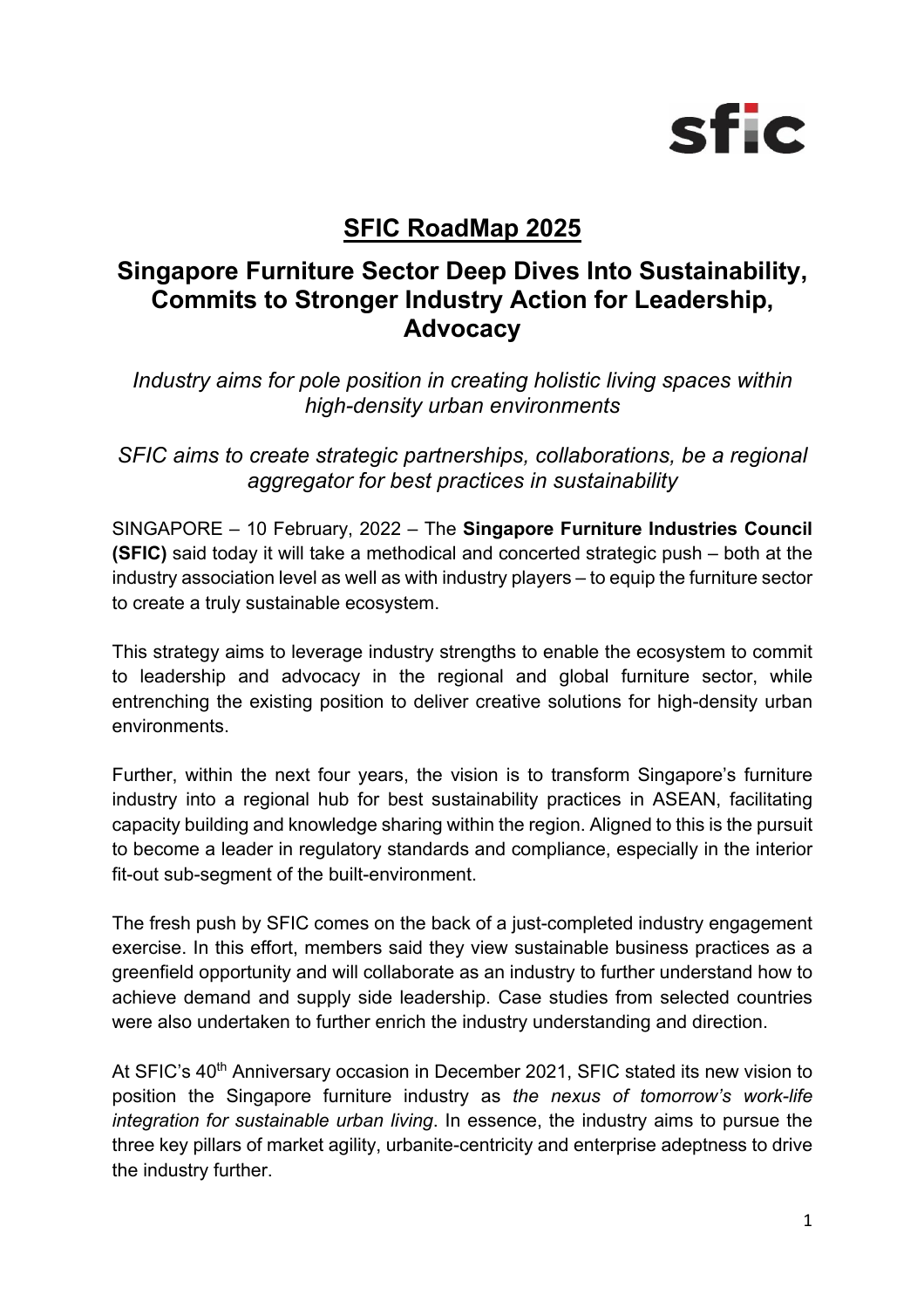sfic

# SFIC RoadMap 2025

## Singapore Furniture Sector Deep Dives Into Sustainability, Commits to Stronger Industry Action for Leadership, Advocacy

*Industry aims for pole position in creating holistic living spaces within high-density urban environments*

*SFIC aims to create strategic partnerships, collaborations, be a regional aggregator for best practices in sustainability*

SINGAPORE – 10 February, 2022 – The **Singapore Furniture Industries Council (SFIC)** said today it will take a methodical and concerted strategic push – both at the industry association level as well as with industry players – to equip the furniture sector to create a truly sustainable ecosystem.

This strategy aims to leverage industry strengths to enable the ecosystem to commit to leadership and advocacy in the regional and global furniture sector, while entrenching the existing position to deliver creative solutions for high-density urban environments.

Further, within the next four years, the vision is to transform Singapore's furniture industry into a regional hub for best sustainability practices in ASEAN, facilitating capacity building and knowledge sharing within the region. Aligned to this is the pursuit to become a leader in regulatory standards and compliance, especially in the interior fit-out sub-segment of the built-environment.

The fresh push by SFIC comes on the back of a just-completed industry engagement exercise. In this effort, members said they view sustainable business practices as a greenfield opportunity and will collaborate as an industry to further understand how to achieve demand and supply side leadership. Case studies from selected countries were also undertaken to further enrich the industry understanding and direction.

At SFIC's 40th Anniversary occasion in December 2021, SFIC stated its new vision to position the Singapore furniture industry as *the nexus of tomorrow's work-life integration for sustainable urban living*. In essence, the industry aims to pursue the three key pillars of market agility, urbanite-centricity and enterprise adeptness to drive the industry further.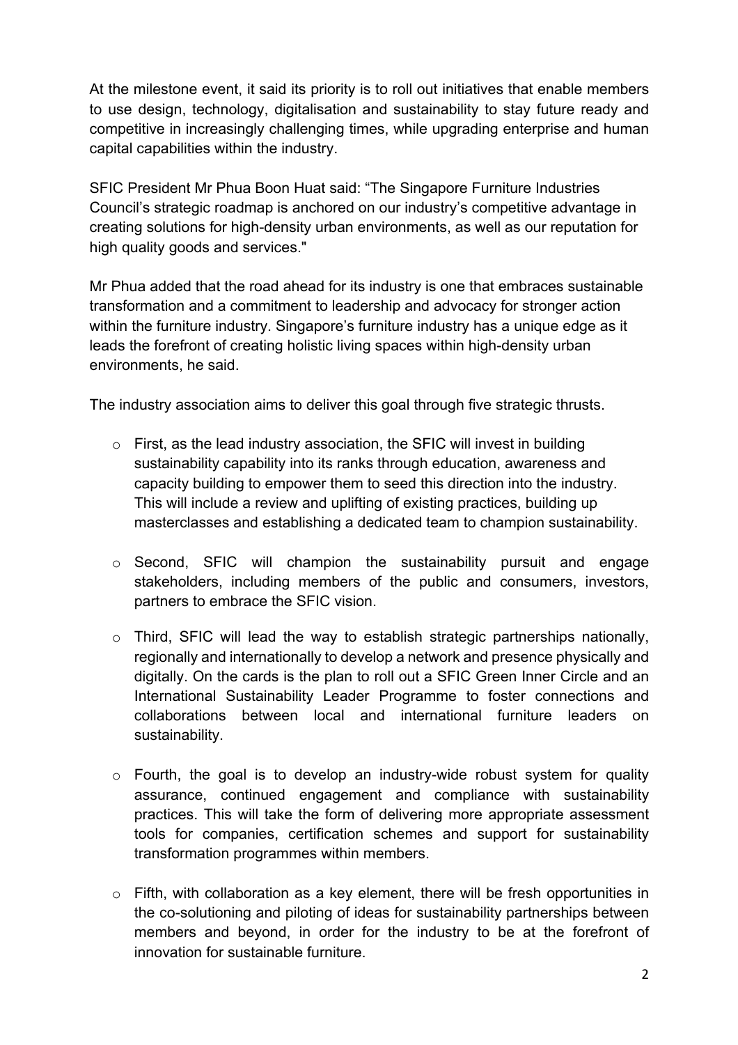At the milestone event, it said its priority is to roll out initiatives that enable members to use design, technology, digitalisation and sustainability to stay future ready and competitive in increasingly challenging times, while upgrading enterprise and human capital capabilities within the industry.

SFIC President Mr Phua Boon Huat said: "The Singapore Furniture Industries Council's strategic roadmap is anchored on our industry's competitive advantage in creating solutions for high-density urban environments, as well as our reputation for high quality goods and services."

Mr Phua added that the road ahead for its industry is one that embraces sustainable transformation and a commitment to leadership and advocacy for stronger action within the furniture industry. Singapore's furniture industry has a unique edge as it leads the forefront of creating holistic living spaces within high-density urban environments, he said.

The industry association aims to deliver this goal through five strategic thrusts.

- First, as the lead industry association, the SFIC will invest in building sustainability capability into its ranks through education, awareness and capacity building to empower them to seed this direction into the industry. This will include a review and uplifting of existing practices, building up masterclasses and establishing a dedicated team to champion sustainability.

- Second, SFIC will champion the sustainability pursuit and engage stakeholders, including members of the public and consumers, investors, partners to embrace the SFIC vision.

- Third, SFIC will lead the way to establish strategic partnerships nationally, regionally and internationally to develop a network and presence physically and digitally. On the cards is the plan to roll out a SFIC Green Inner Circle and an International Sustainability Leader Programme to foster connections and collaborations between local and international furniture leaders on sustainability.

- Fourth, the goal is to develop an industry-wide robust system for quality assurance, continued engagement and compliance with sustainability practices. This will take the form of delivering more appropriate assessment tools for companies, certification schemes and support for sustainability transformation programmes within members.

- Fifth, with collaboration as a key element, there will be fresh opportunities in the co-solutioning and piloting of ideas for sustainability partnerships between members and beyond, in order for the industry to be at the forefront of innovation for sustainable furniture.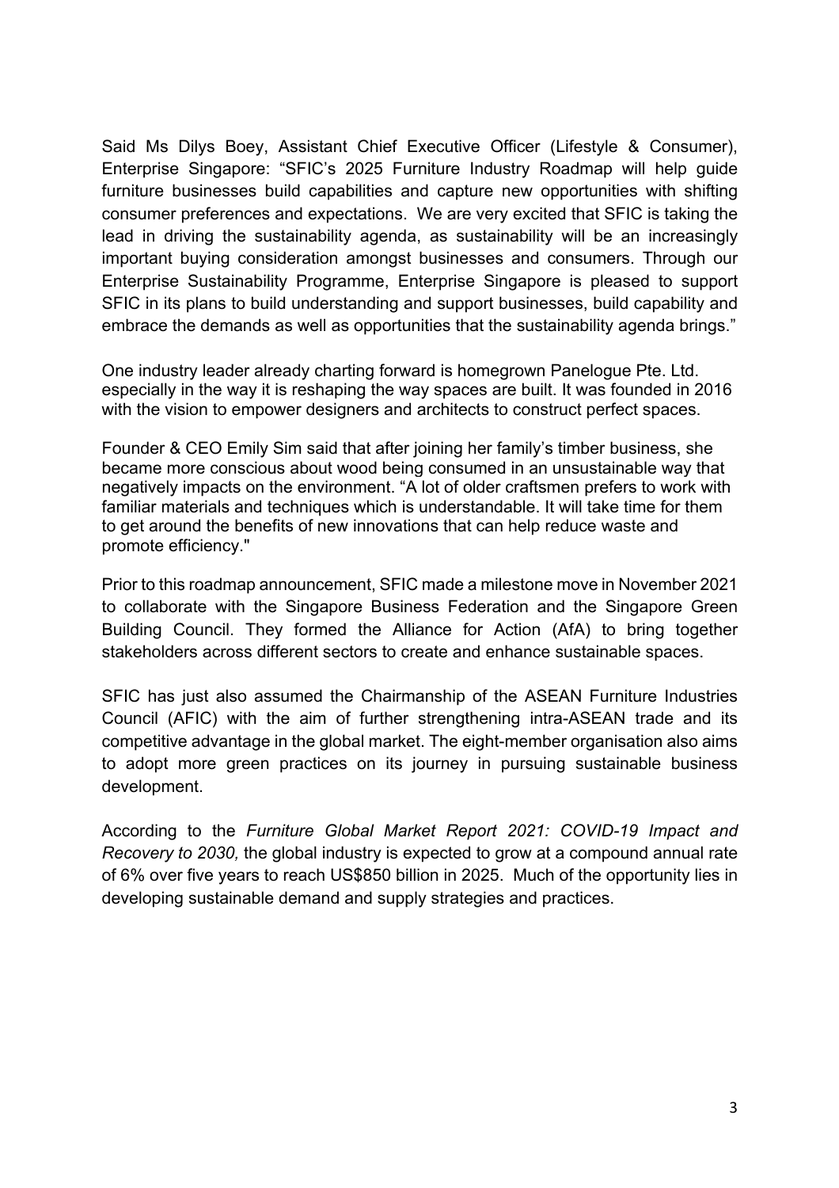Said Ms Dilys Boey, Assistant Chief Executive Officer (Lifestyle & Consumer), Enterprise Singapore: "SFIC's 2025 Furniture Industry Roadmap will help guide furniture businesses build capabilities and capture new opportunities with shifting consumer preferences and expectations. We are very excited that SFIC is taking the lead in driving the sustainability agenda, as sustainability will be an increasingly important buying consideration amongst businesses and consumers. Through our Enterprise Sustainability Programme, Enterprise Singapore is pleased to support SFIC in its plans to build understanding and support businesses, build capability and embrace the demands as well as opportunities that the sustainability agenda brings."

One industry leader already charting forward is homegrown Panelogue Pte. Ltd. especially in the way it is reshaping the way spaces are built. It was founded in 2016 with the vision to empower designers and architects to construct perfect spaces.

Founder & CEO Emily Sim said that after joining her family's timber business, she became more conscious about wood being consumed in an unsustainable way that negatively impacts on the environment. "A lot of older craftsmen prefers to work with familiar materials and techniques which is understandable. It will take time for them to get around the benefits of new innovations that can help reduce waste and promote efficiency."

Prior to this roadmap announcement, SFIC made a milestone move in November 2021 to collaborate with the Singapore Business Federation and the Singapore Green Building Council. They formed the Alliance for Action (AfA) to bring together stakeholders across different sectors to create and enhance sustainable spaces.

SFIC has just also assumed the Chairmanship of the ASEAN Furniture Industries Council (AFIC) with the aim of further strengthening intra-ASEAN trade and its competitive advantage in the global market. The eight-member organisation also aims to adopt more green practices on its journey in pursuing sustainable business development.

According to the *Furniture Global Market Report 2021: COVID-19 Impact and Recovery to 2030,* the global industry is expected to grow at a compound annual rate of 6% over five years to reach US$850 billion in 2025. Much of the opportunity lies in developing sustainable demand and supply strategies and practices.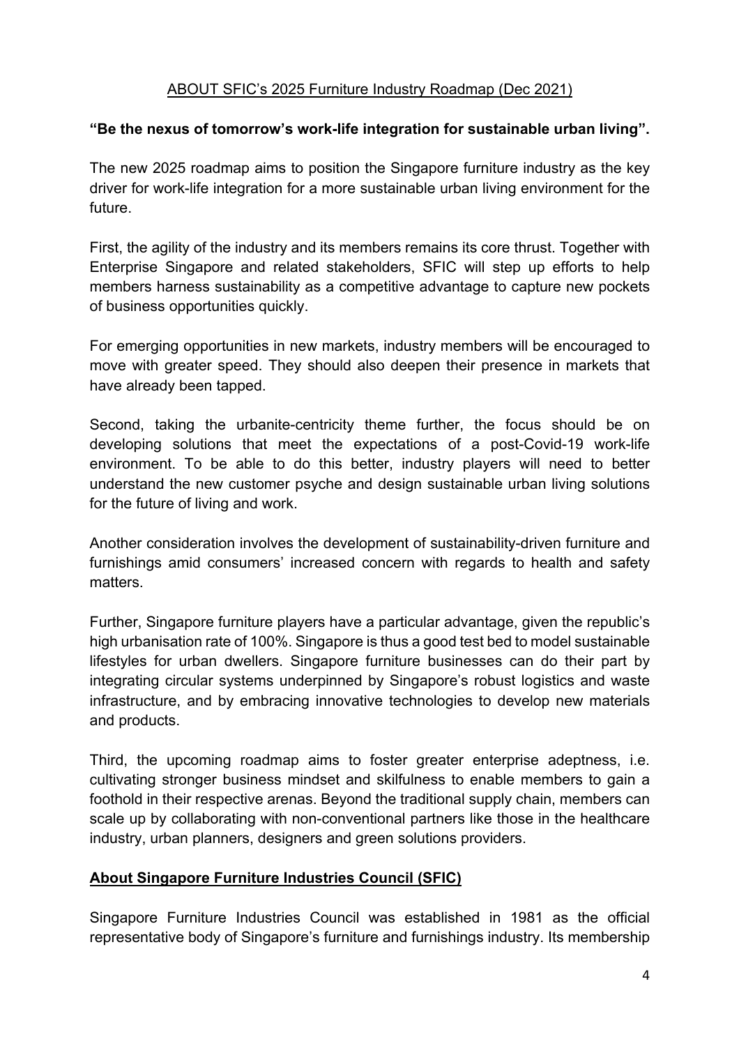## ABOUT SFIC's 2025 Furniture Industry Roadmap (Dec 2021)

**"Be the nexus of tomorrow's work-life integration for sustainable urban living".**

The new 2025 roadmap aims to position the Singapore furniture industry as the key driver for work-life integration for a more sustainable urban living environment for the future.

First, the agility of the industry and its members remains its core thrust. Together with Enterprise Singapore and related stakeholders, SFIC will step up efforts to help members harness sustainability as a competitive advantage to capture new pockets of business opportunities quickly.

For emerging opportunities in new markets, industry members will be encouraged to move with greater speed. They should also deepen their presence in markets that have already been tapped.

Second, taking the urbanite-centricity theme further, the focus should be on developing solutions that meet the expectations of a post-Covid-19 work-life environment. To be able to do this better, industry players will need to better understand the new customer psyche and design sustainable urban living solutions for the future of living and work.

Another consideration involves the development of sustainability-driven furniture and furnishings amid consumers' increased concern with regards to health and safety matters.

Further, Singapore furniture players have a particular advantage, given the republic's high urbanisation rate of 100%. Singapore is thus a good test bed to model sustainable lifestyles for urban dwellers. Singapore furniture businesses can do their part by integrating circular systems underpinned by Singapore's robust logistics and waste infrastructure, and by embracing innovative technologies to develop new materials and products.

Third, the upcoming roadmap aims to foster greater enterprise adeptness, i.e. cultivating stronger business mindset and skilfulness to enable members to gain a foothold in their respective arenas. Beyond the traditional supply chain, members can scale up by collaborating with non-conventional partners like those in the healthcare industry, urban planners, designers and green solutions providers.

## About Singapore Furniture Industries Council (SFIC)

Singapore Furniture Industries Council was established in 1981 as the official representative body of Singapore's furniture and furnishings industry. Its membership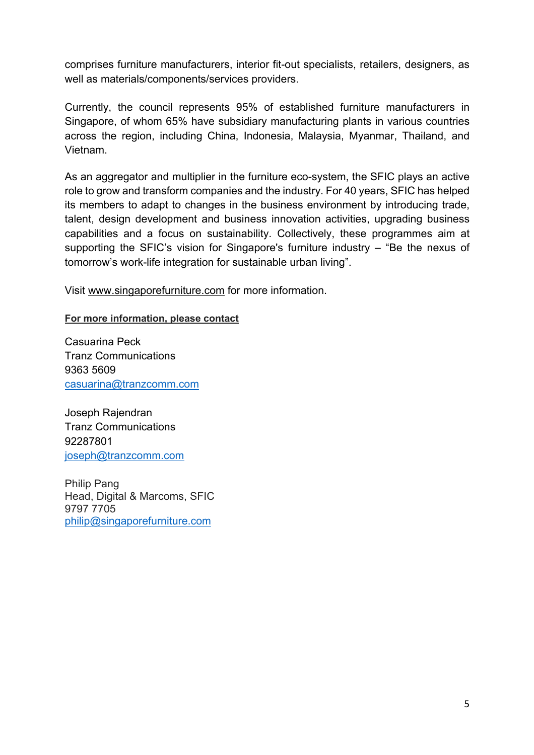comprises furniture manufacturers, interior fit-out specialists, retailers, designers, as well as materials/components/services providers.

Currently, the council represents 95% of established furniture manufacturers in Singapore, of whom 65% have subsidiary manufacturing plants in various countries across the region, including China, Indonesia, Malaysia, Myanmar, Thailand, and Vietnam.

As an aggregator and multiplier in the furniture eco-system, the SFIC plays an active role to grow and transform companies and the industry. For 40 years, SFIC has helped its members to adapt to changes in the business environment by introducing trade, talent, design development and business innovation activities, upgrading business capabilities and a focus on sustainability. Collectively, these programmes aim at supporting the SFIC's vision for Singapore's furniture industry – "Be the nexus of tomorrow's work-life integration for sustainable urban living".

Visit www.singaporefurniture.com for more information.

**For more information, please contact**

Casuarina Peck
Tranz Communications
9363 5609
casuarina@tranzcomm.com

Joseph Rajendran
Tranz Communications
92287801
joseph@tranzcomm.com

Philip Pang
Head, Digital & Marcoms, SFIC
9797 7705
philip@singaporefurniture.com